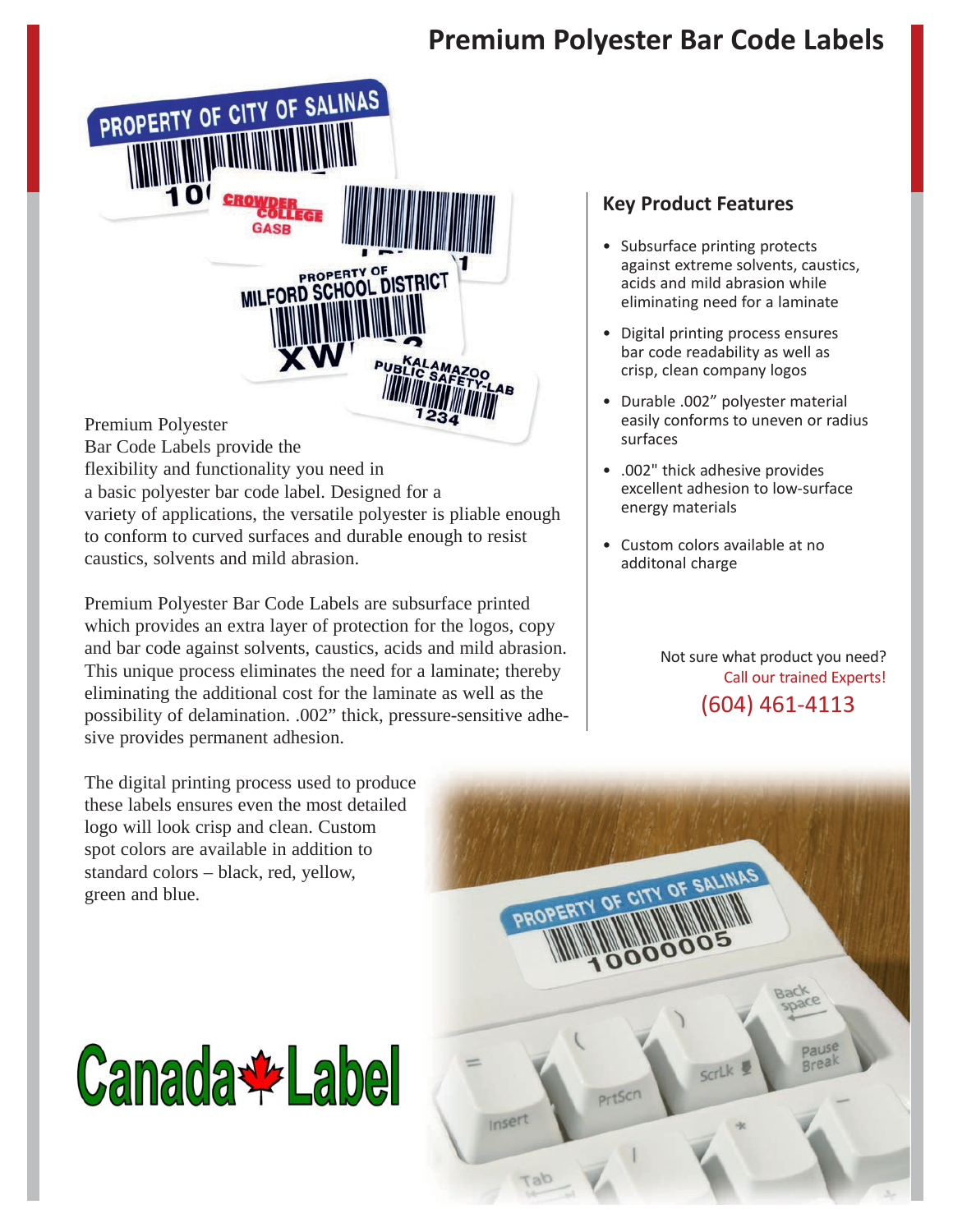# Premium Polyester Bar Code Labels

Premium Polyester Bar Code Labels provide the flexibility and functionality you need in a basic polyester bar code label. Designed for a variety of applications, the versatile polyester is pliable enough to conform to curved surfaces and durable enough to resist caustics, solvents and mild abrasion.

Premium Polyester Bar Code Labels are subsurface printed which provides an extra layer of protection for the logos, copy and bar code against solvents, caustics, acids and mild abrasion. This unique process eliminates the need for a laminate; thereby eliminating the additional cost for the laminate as well as the possibility of delamination. .002" thick, pressure-sensitive adhesive provides permanent adhesion.

The digital printing process used to produce these labels ensures even the most detailed logo will look crisp and clean. Custom spot colors are available in addition to standard colors – black, red, yellow, green and blue.

## Key Product Features

- Subsurface printing protects against extreme solvents, caustics, acids and mild abrasion while eliminating need for a laminate
- Digital printing process ensures bar code readability as well as crisp, clean company logos
- Durable .002" polyester material easily conforms to uneven or radius surfaces
- .002" thick adhesive provides excellent adhesion to low-surface energy materials
- Custom colors available at no additonal charge

Not sure what product you need?
Call our trained Experts!
(604) 461-4113

Canada Label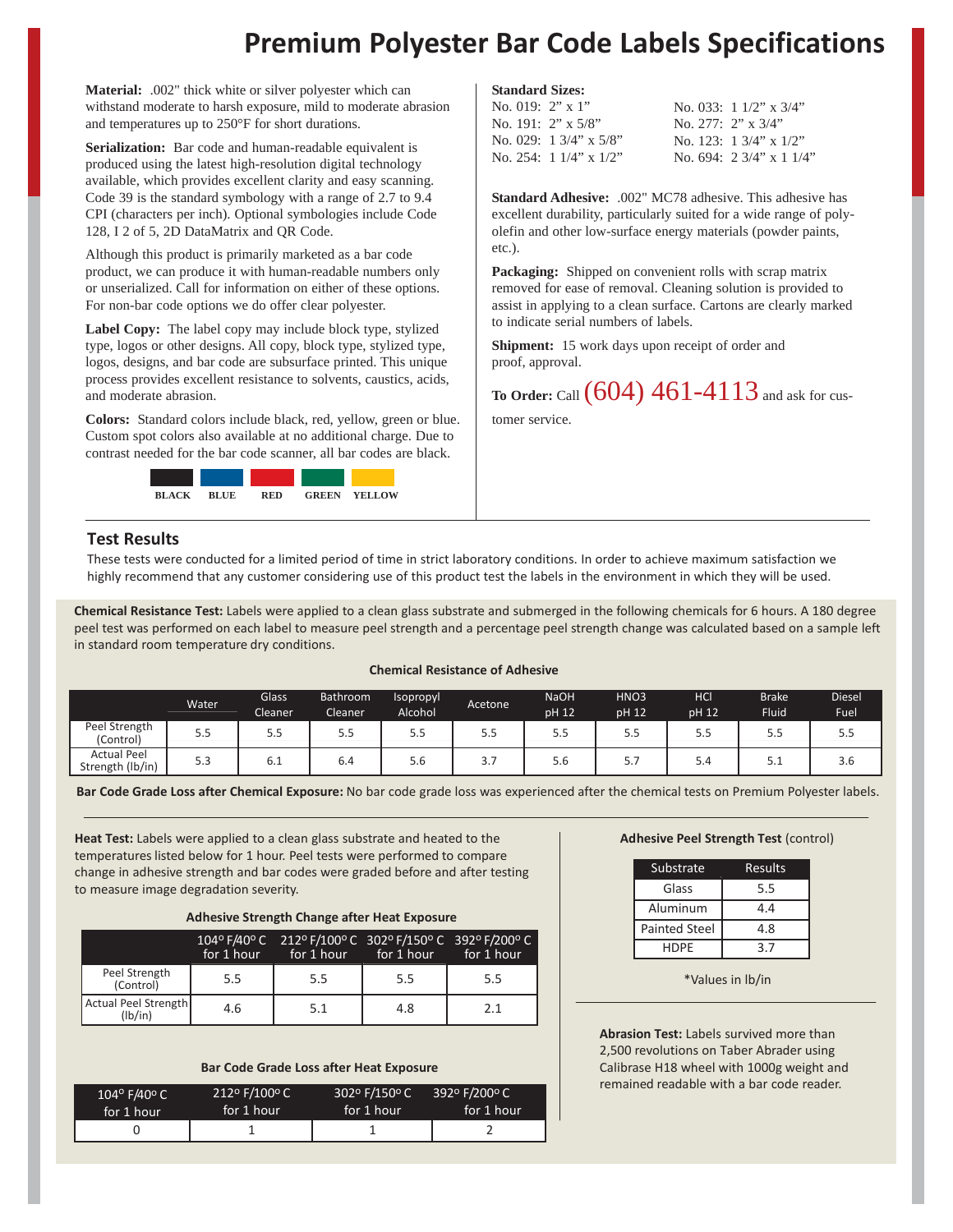# Premium Polyester Bar Code Labels Specifications

**Material:** .002" thick white or silver polyester which can withstand moderate to harsh exposure, mild to moderate abrasion and temperatures up to 250°F for short durations.

**Serialization:** Bar code and human-readable equivalent is produced using the latest high-resolution digital technology available, which provides excellent clarity and easy scanning. Code 39 is the standard symbology with a range of 2.7 to 9.4 CPI (characters per inch). Optional symbologies include Code 128, I 2 of 5, 2D DataMatrix and QR Code.

Although this product is primarily marketed as a bar code product, we can produce it with human-readable numbers only or unserialized. Call for information on either of these options. For non-bar code options we do offer clear polyester.

**Label Copy:** The label copy may include block type, stylized type, logos or other designs. All copy, block type, stylized type, logos, designs, and bar code are subsurface printed. This unique process provides excellent resistance to solvents, caustics, acids, and moderate abrasion.

**Colors:** Standard colors include black, red, yellow, green or blue. Custom spot colors also available at no additional charge. Due to contrast needed for the bar code scanner, all bar codes are black.

BLACK BLUE RED GREEN YELLOW

**Standard Sizes:**

| | |
|---|---|
| No. 019: 2" x 1" | No. 033: 1 1/2" x 3/4" |
| No. 191: 2" x 5/8" | No. 277: 2" x 3/4" |
| No. 029: 1 3/4" x 5/8" | No. 123: 1 3/4" x 1/2" |
| No. 254: 1 1/4" x 1/2" | No. 694: 2 3/4" x 1 1/4" |

**Standard Adhesive:** .002" MC78 adhesive. This adhesive has excellent durability, particularly suited for a wide range of poly-olefin and other low-surface energy materials (powder paints, etc.).

**Packaging:** Shipped on convenient rolls with scrap matrix removed for ease of removal. Cleaning solution is provided to assist in applying to a clean surface. Cartons are clearly marked to indicate serial numbers of labels.

**Shipment:** 15 work days upon receipt of order and proof, approval.

**To Order:** Call (604) 461-4113 and ask for customer service.

## Test Results

These tests were conducted for a limited period of time in strict laboratory conditions. In order to achieve maximum satisfaction we highly recommend that any customer considering use of this product test the labels in the environment in which they will be used.

**Chemical Resistance Test:** Labels were applied to a clean glass substrate and submerged in the following chemicals for 6 hours. A 180 degree peel test was performed on each label to measure peel strength and a percentage peel strength change was calculated based on a sample left in standard room temperature dry conditions.

**Chemical Resistance of Adhesive**

| | Water | Glass Cleaner | Bathroom Cleaner | Isopropyl Alcohol | Acetone | NaOH pH 12 | HNO3 pH 12 | HCl pH 12 | Brake Fluid | Diesel Fuel |
|---|---|---|---|---|---|---|---|---|---|---|
| Peel Strength (Control) | 5.5 | 5.5 | 5.5 | 5.5 | 5.5 | 5.5 | 5.5 | 5.5 | 5.5 | 5.5 |
| Actual Peel Strength (lb/in) | 5.3 | 6.1 | 6.4 | 5.6 | 3.7 | 5.6 | 5.7 | 5.4 | 5.1 | 3.6 |

**Bar Code Grade Loss after Chemical Exposure:** No bar code grade loss was experienced after the chemical tests on Premium Polyester labels.

**Heat Test:** Labels were applied to a clean glass substrate and heated to the temperatures listed below for 1 hour. Peel tests were performed to compare change in adhesive strength and bar codes were graded before and after testing to measure image degradation severity.

**Adhesive Strength Change after Heat Exposure**

| | 104° F/40° C for 1 hour | 212° F/100° C for 1 hour | 302° F/150° C for 1 hour | 392° F/200° C for 1 hour |
|---|---|---|---|---|
| Peel Strength (Control) | 5.5 | 5.5 | 5.5 | 5.5 |
| Actual Peel Strength (lb/in) | 4.6 | 5.1 | 4.8 | 2.1 |

**Bar Code Grade Loss after Heat Exposure**

| 104° F/40° C for 1 hour | 212° F/100° C for 1 hour | 302° F/150° C for 1 hour | 392° F/200° C for 1 hour |
|---|---|---|---|
| 0 | 1 | 1 | 2 |

**Adhesive Peel Strength Test** (control)

| Substrate | Results |
|---|---|
| Glass | 5.5 |
| Aluminum | 4.4 |
| Painted Steel | 4.8 |
| HDPE | 3.7 |

*Values in lb/in

**Abrasion Test:** Labels survived more than 2,500 revolutions on Taber Abrader using Calibrase H18 wheel with 1000g weight and remained readable with a bar code reader.